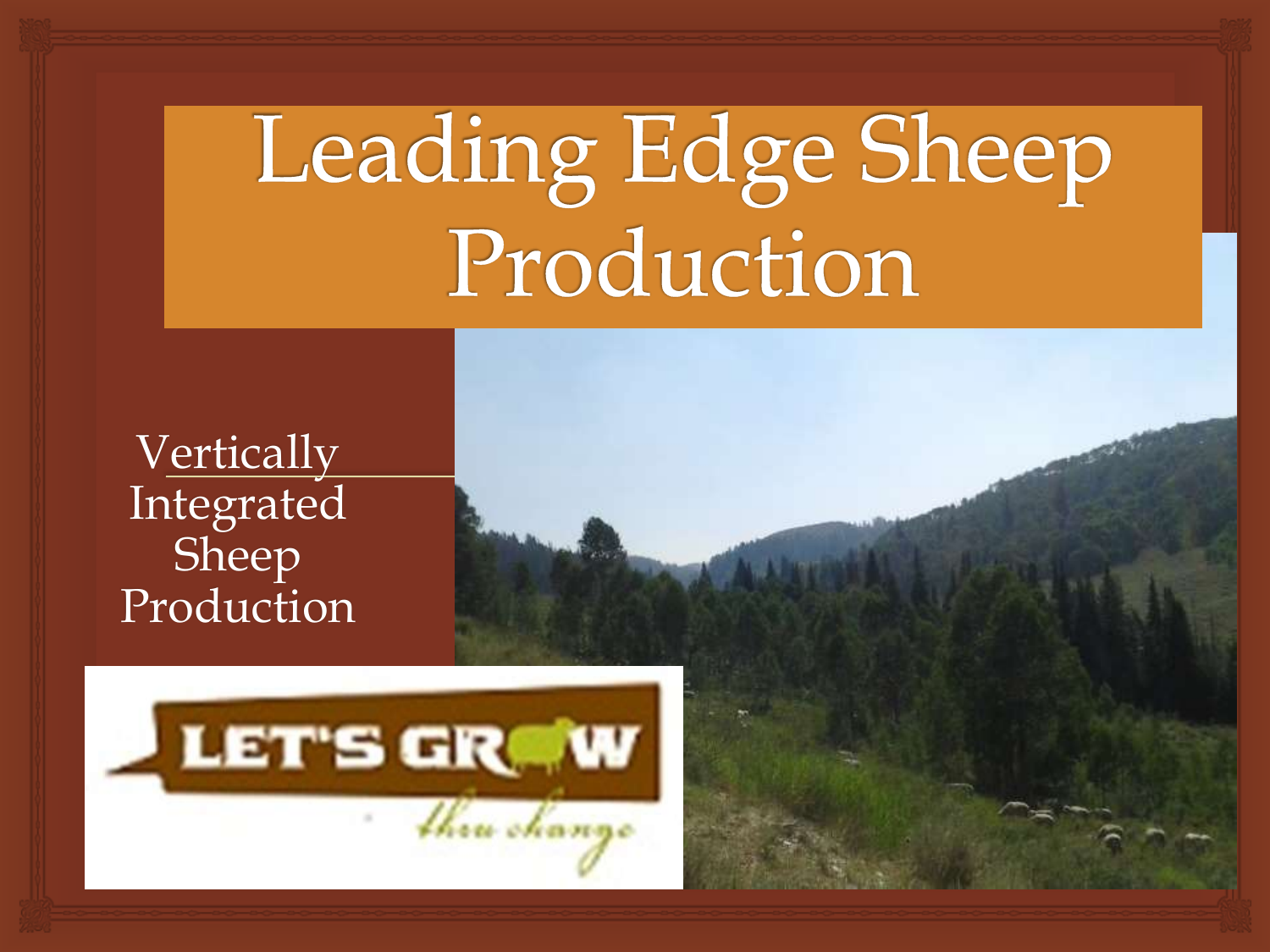# Leading Edge Sheep Production

Vertically Integrated Sheep Production

LET'S GROW thru change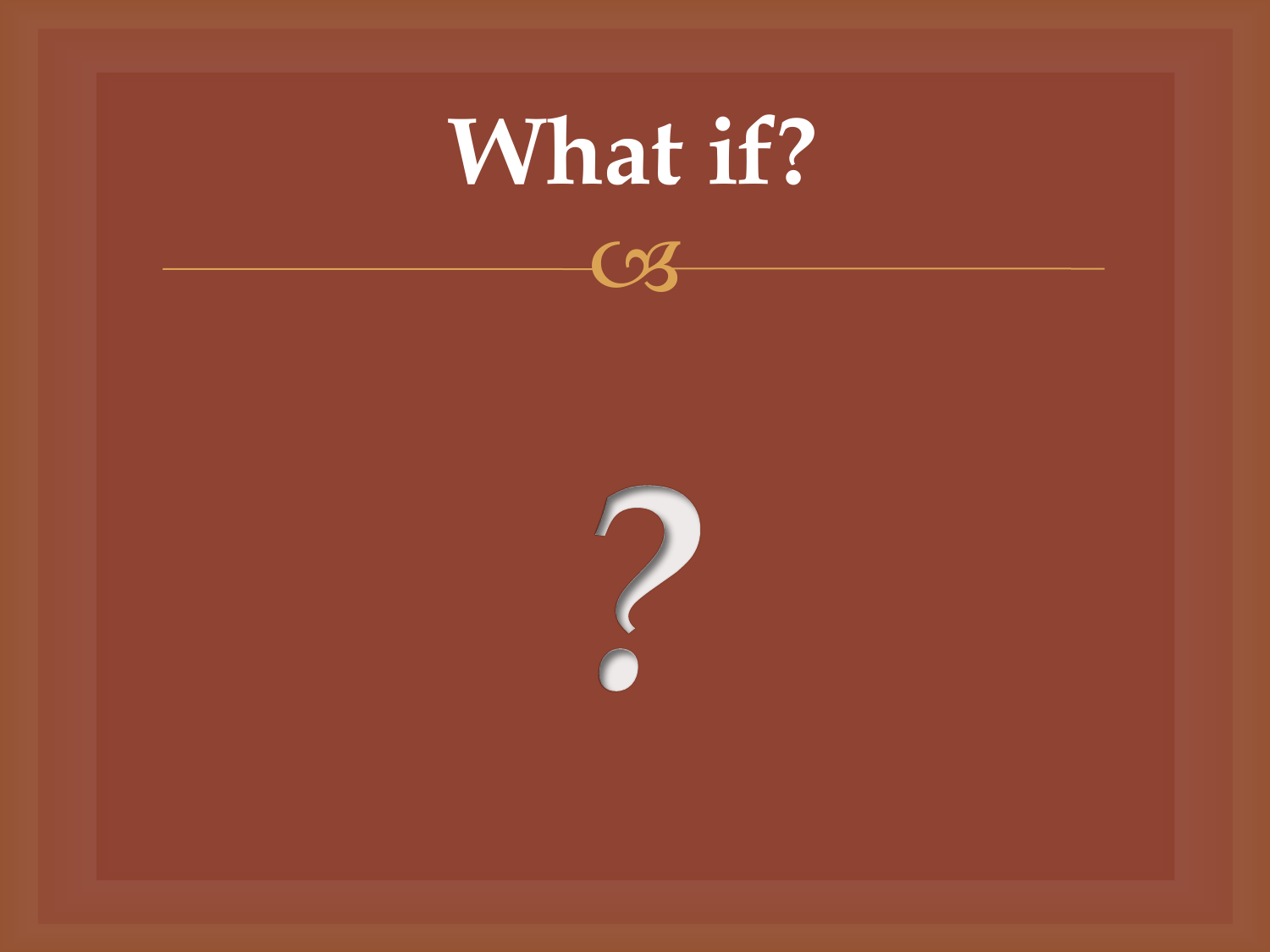# What if?

?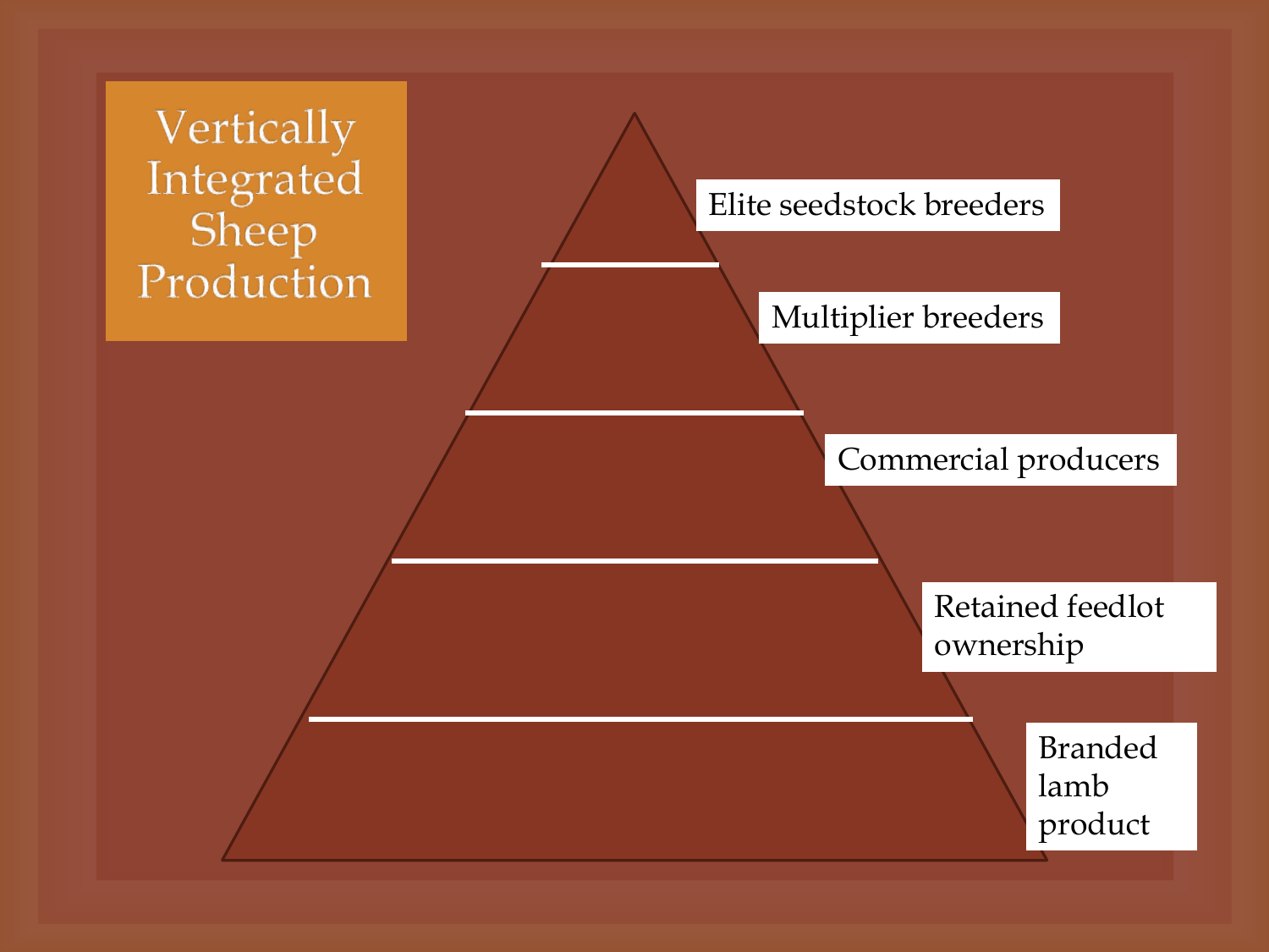# Vertically Integrated Sheep Production

- Elite seedstock breeders
- Multiplier breeders
- Commercial producers
- Retained feedlot ownership
- Branded lamb product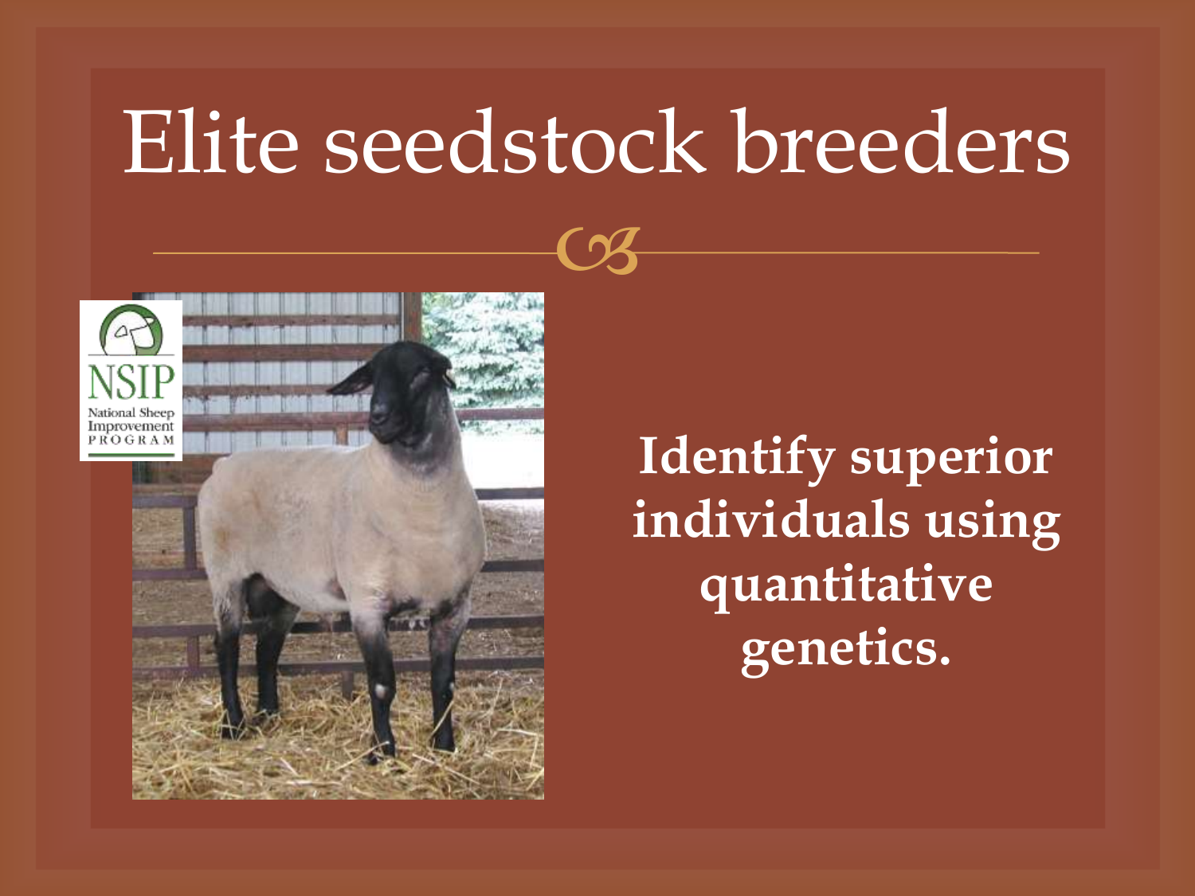# Elite seedstock breeders

**Identify superior individuals using quantitative genetics.**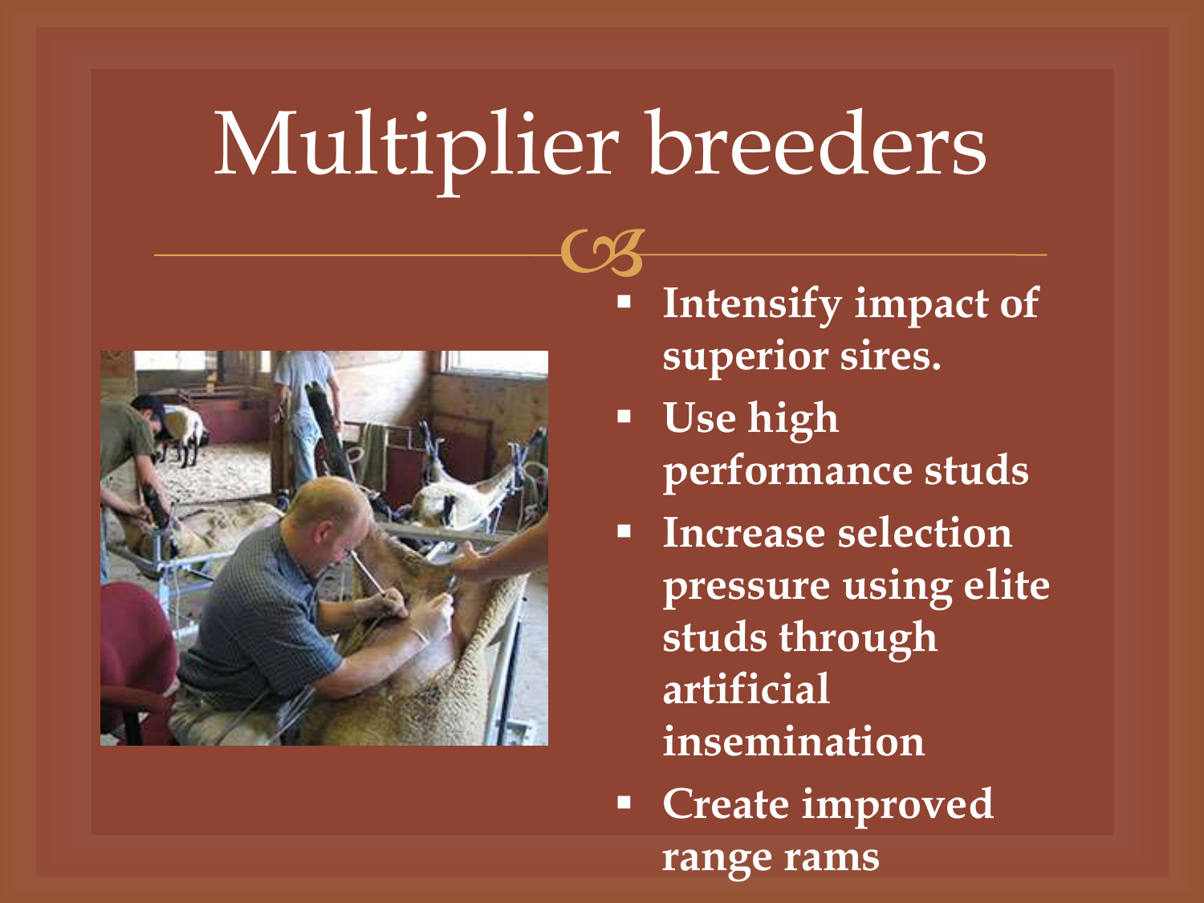# Multiplier breeders

- **Intensify impact of superior sires.**
- **Use high performance studs**
- **Increase selection pressure using elite studs through artificial insemination**
- **Create improved range rams**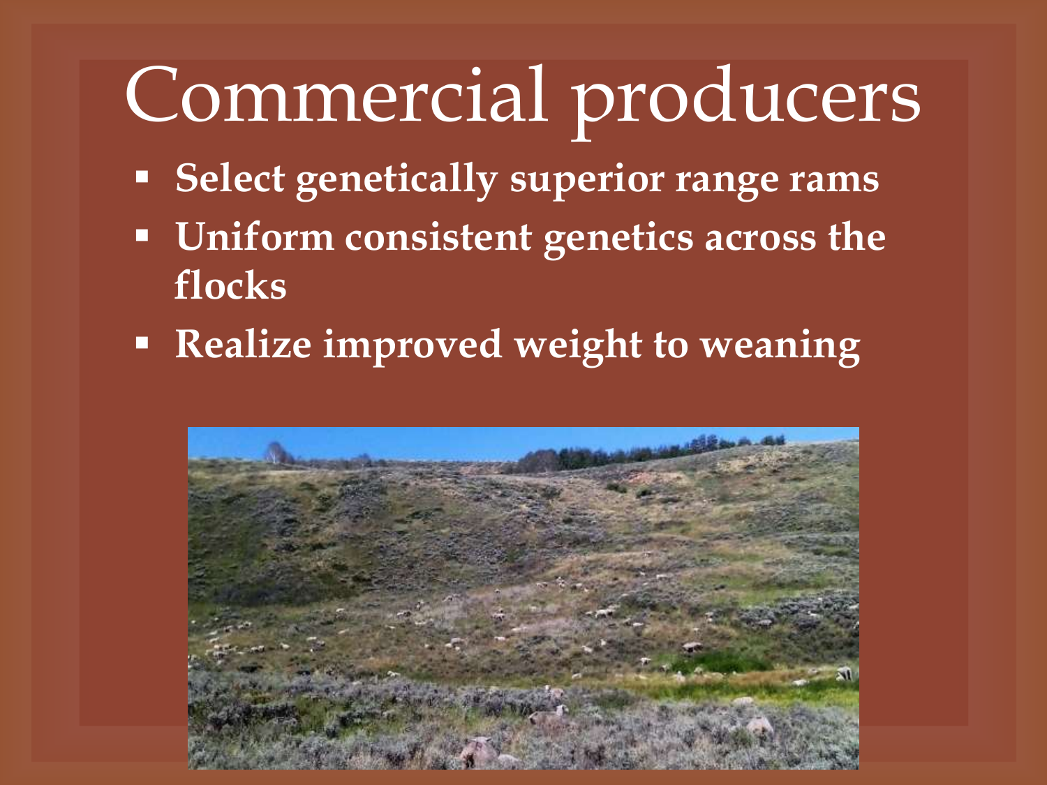# Commercial producers

- **Select genetically superior range rams**
- **Uniform consistent genetics across the flocks**
- **Realize improved weight to weaning**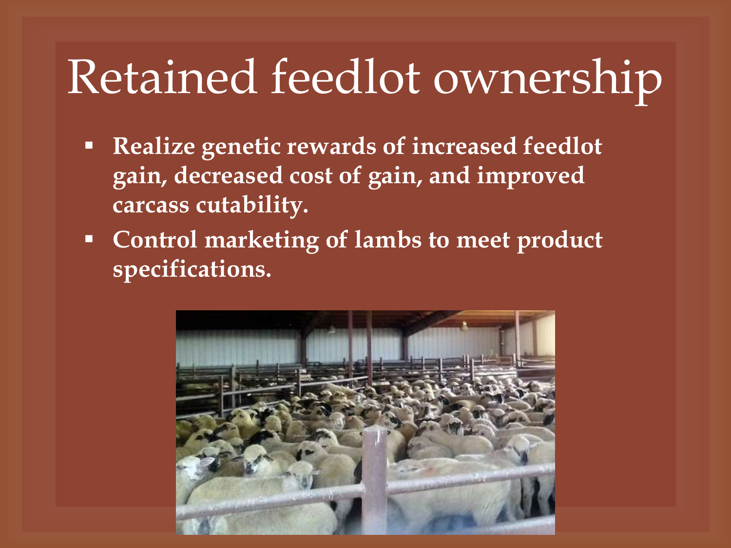# Retained feedlot ownership

- **Realize genetic rewards of increased feedlot gain, decreased cost of gain, and improved carcass cutability.**
- **Control marketing of lambs to meet product specifications.**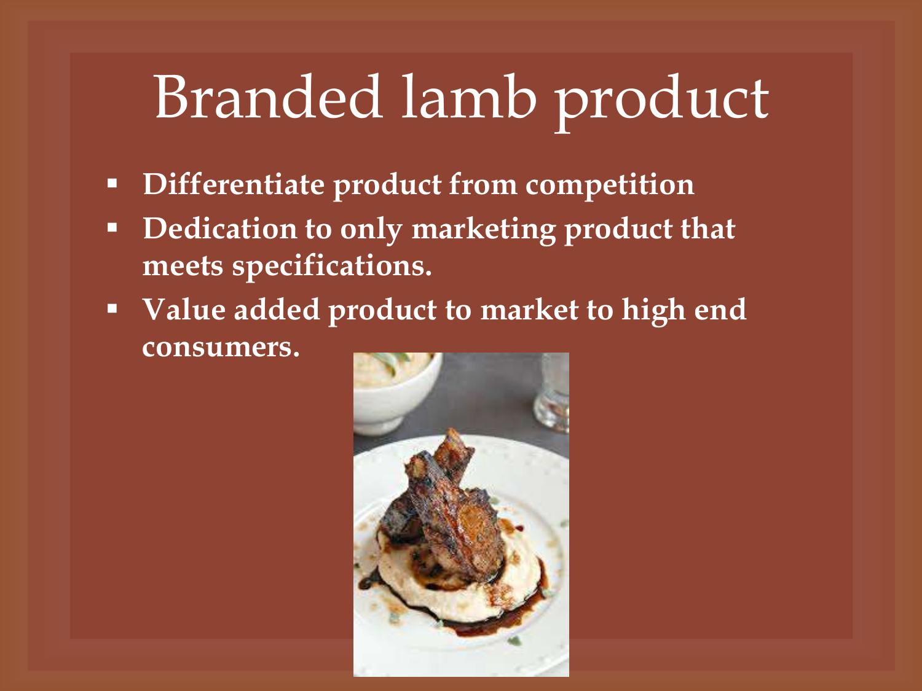# Branded lamb product

- **Differentiate product from competition**
- **Dedication to only marketing product that meets specifications.**
- **Value added product to market to high end consumers.**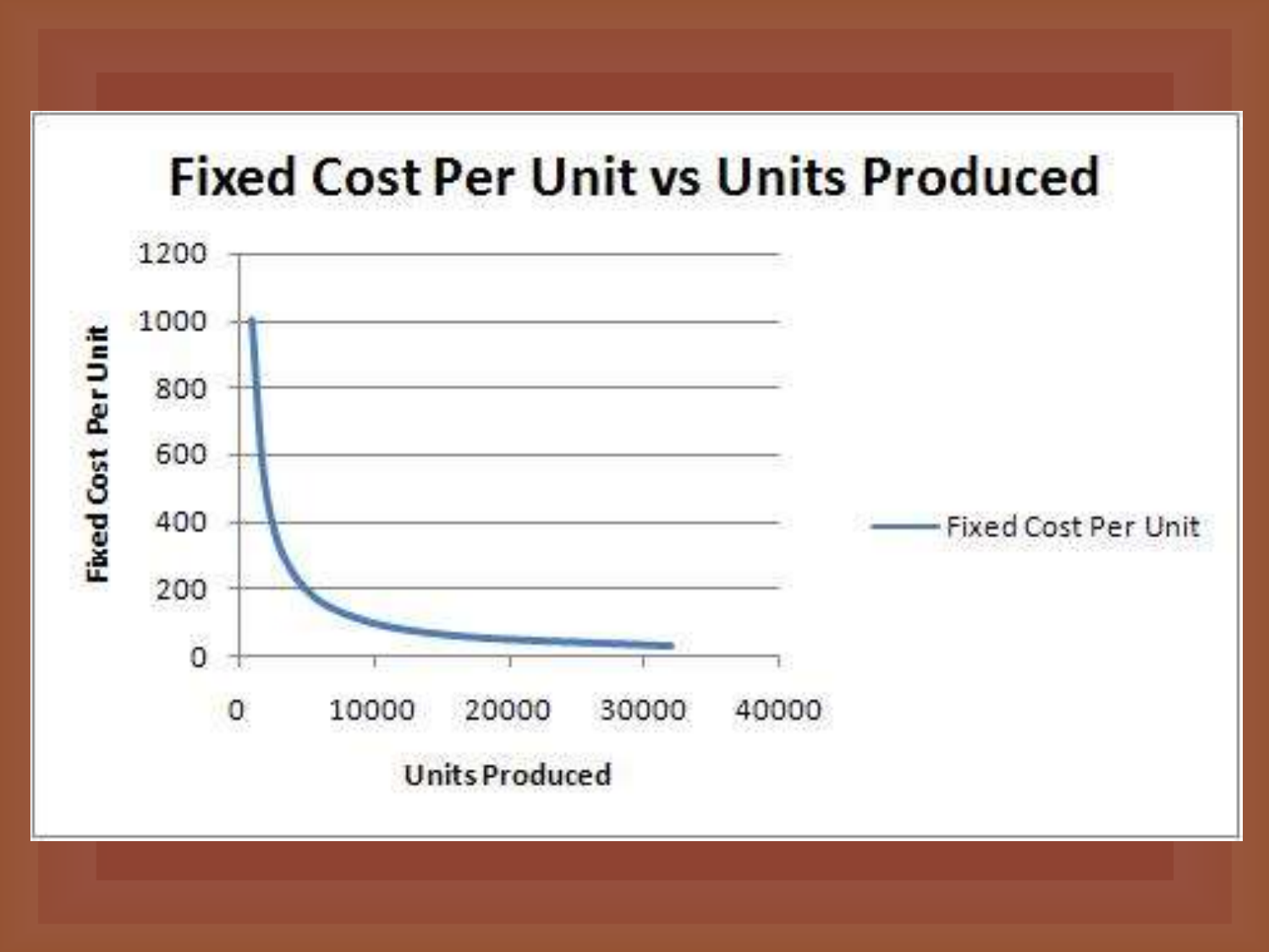# Fixed Cost Per Unit vs Units Produced

Fixed Cost Per Unit

Units Produced

Fixed Cost Per Unit

1200
1000
800
600
400
200
0

0 10000 20000 30000 40000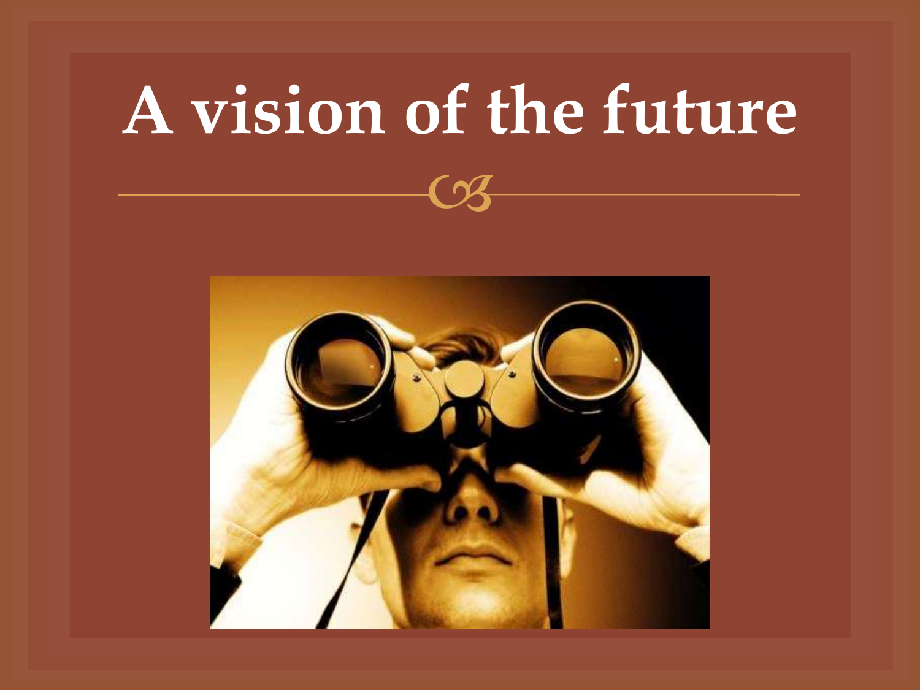# A vision of the future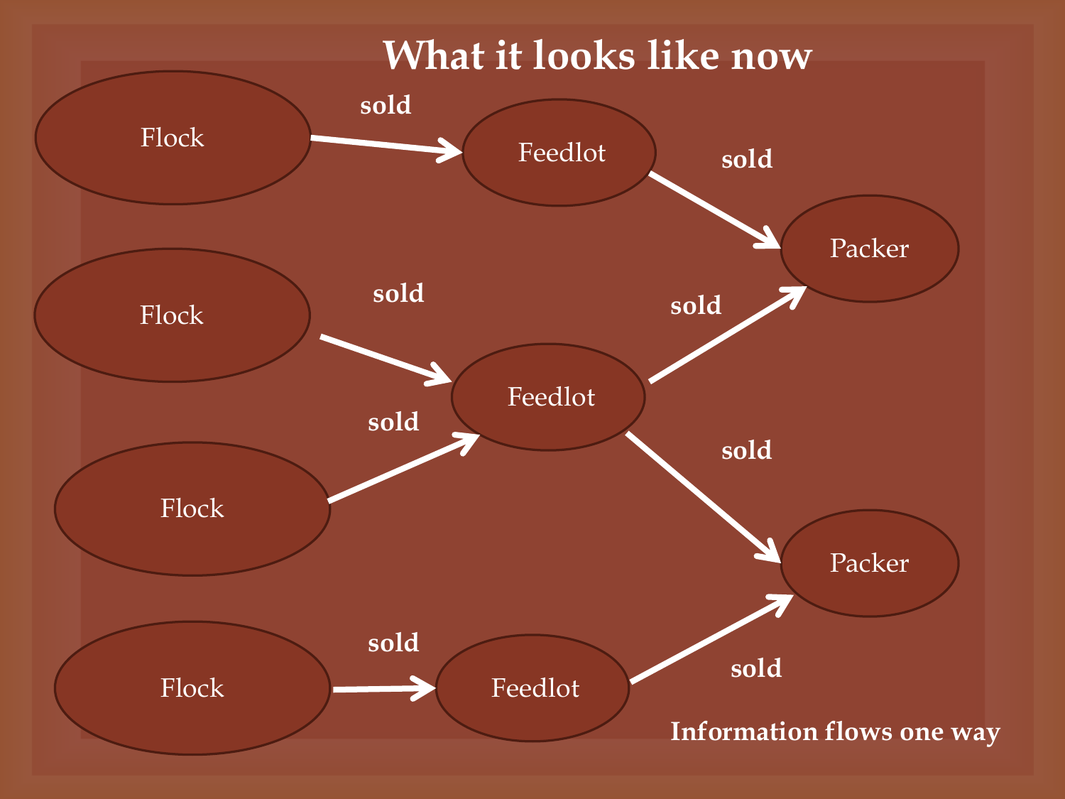# What it looks like now

Flock → (sold) → Feedlot → (sold) → Packer

Flock → (sold) → Feedlot

Flock → (sold) → Feedlot

Feedlot → (sold) → Packer

Feedlot → (sold) → Packer

Flock → (sold) → Feedlot → (sold) → Packer

Information flows one way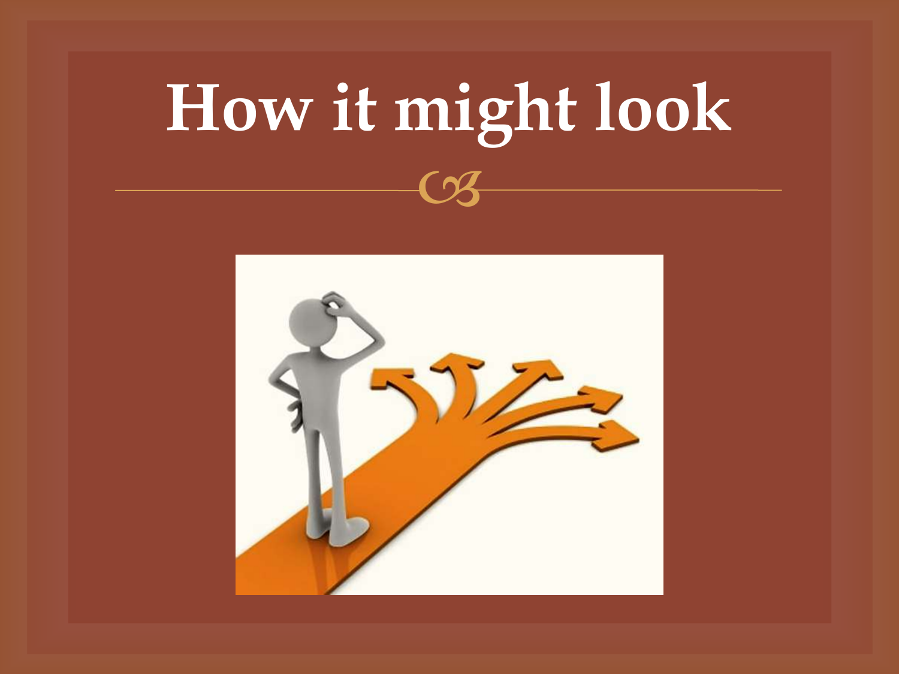# How it might look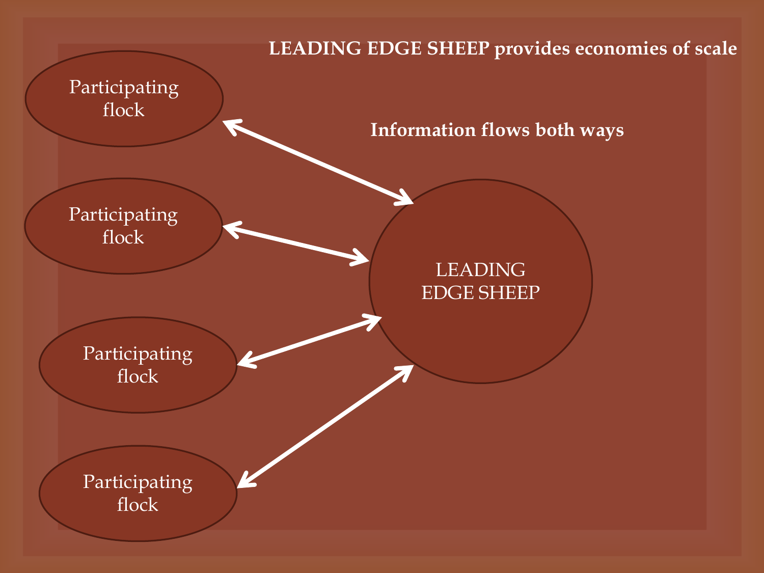**LEADING EDGE SHEEP provides economies of scale**

**Information flows both ways**

Participating flock

Participating flock

Participating flock

Participating flock

LEADING EDGE SHEEP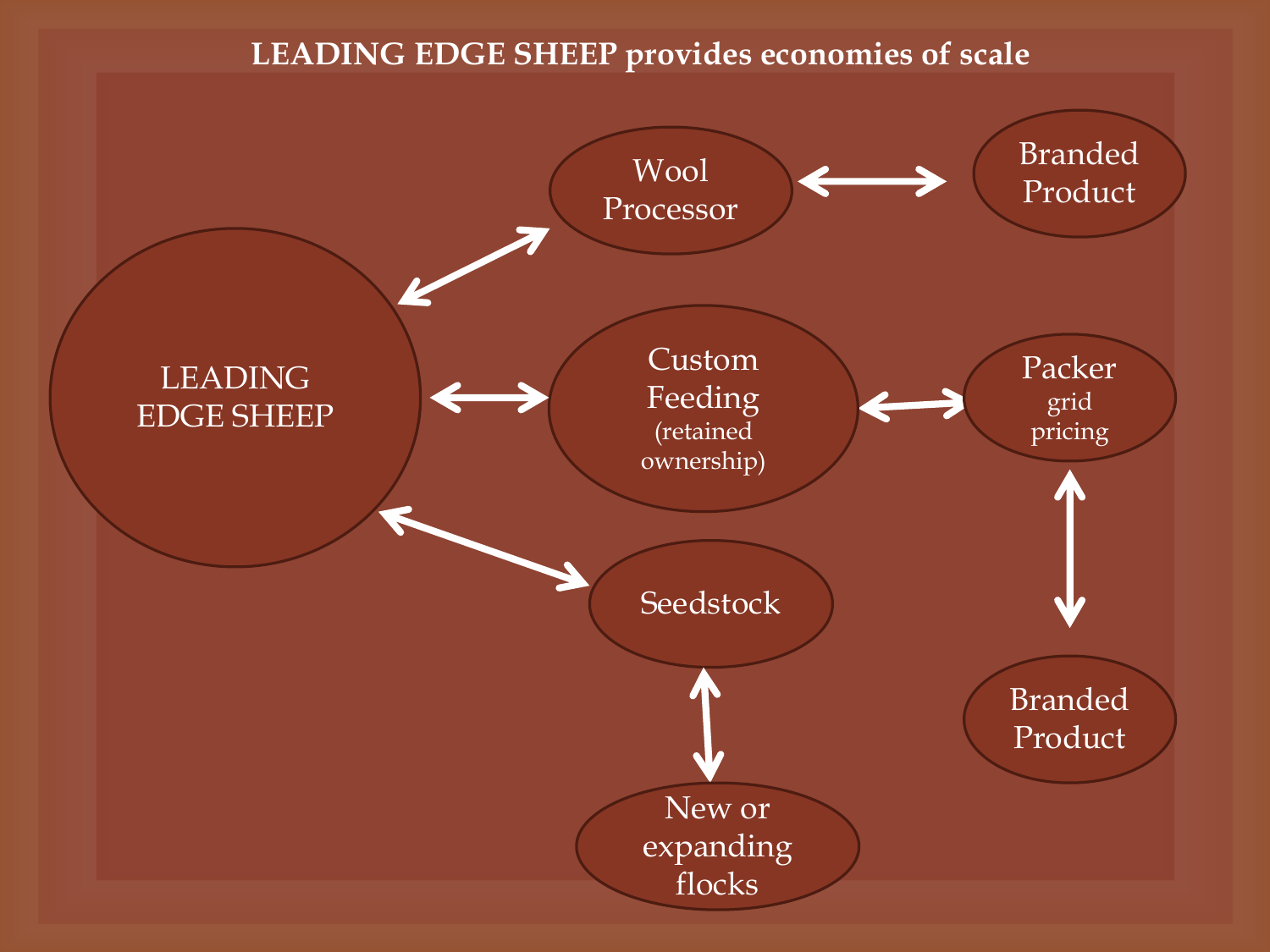# LEADING EDGE SHEEP provides economies of scale

LEADING EDGE SHEEP

Wool Processor

Branded Product

Custom Feeding (retained ownership)

Packer grid pricing

Seedstock

Branded Product

New or expanding flocks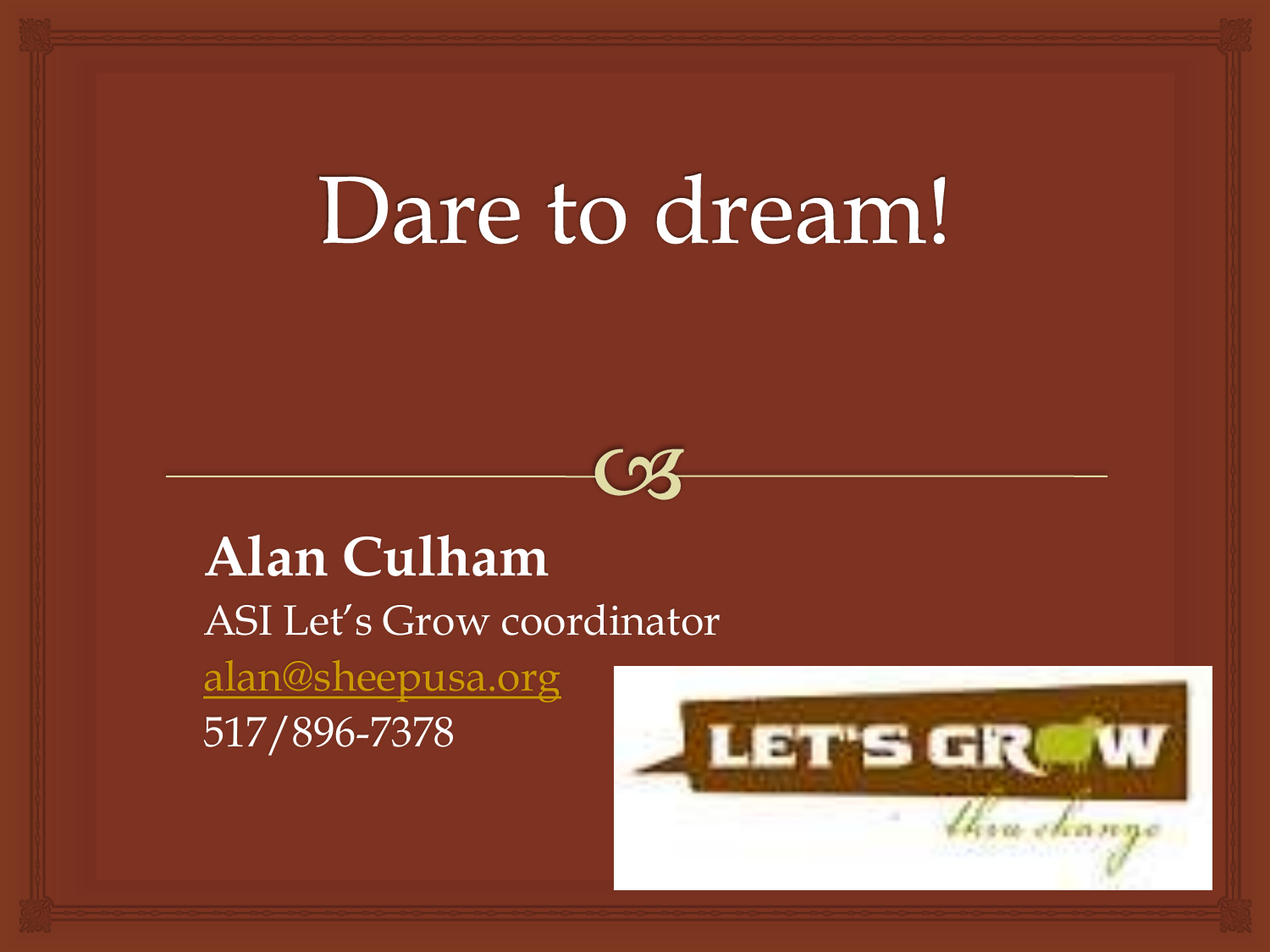# Dare to dream!

**Alan Culham**

ASI Let's Grow coordinator

alan@sheepusa.org

517/896-7378